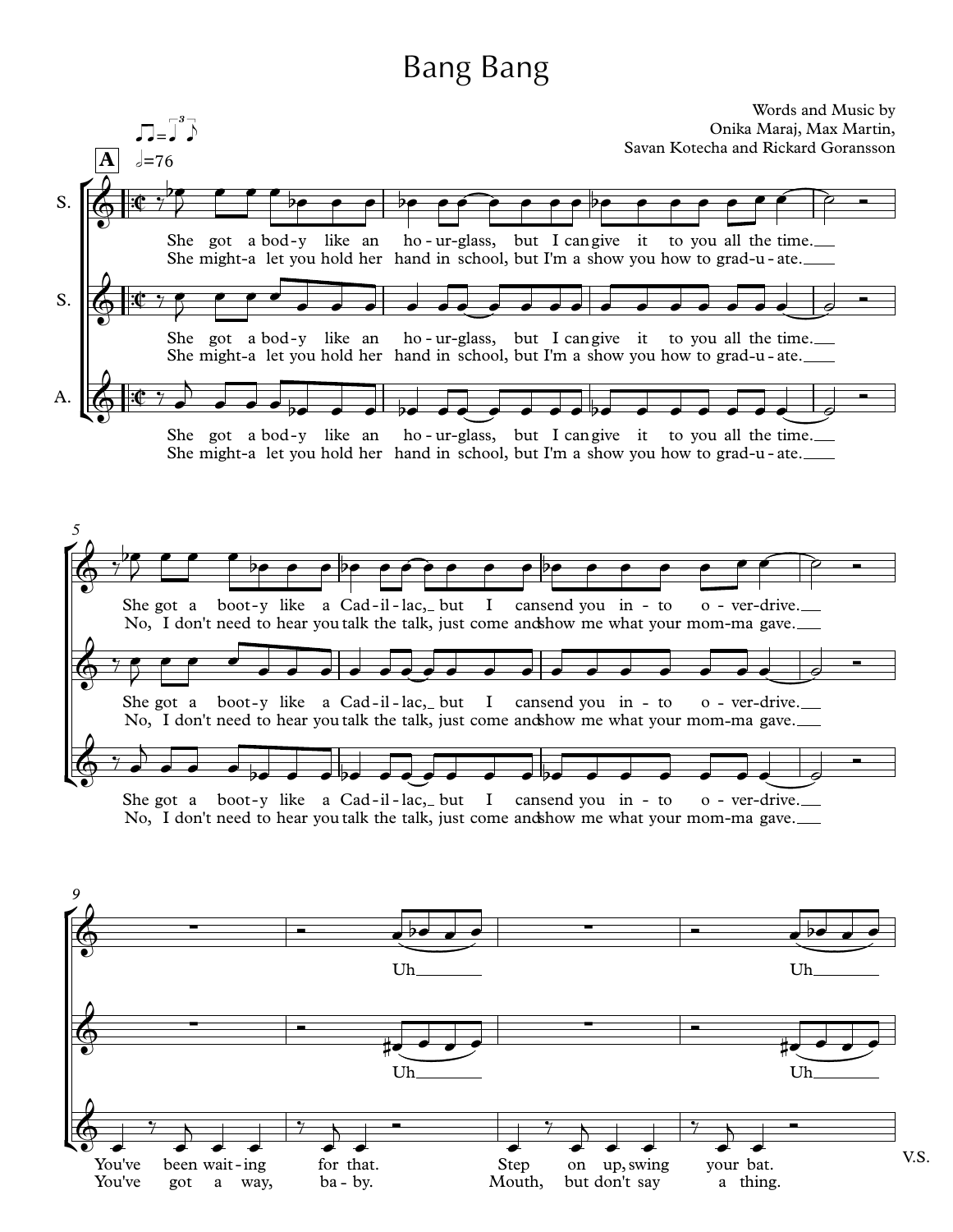# Bang Bang

Words and Music by
Onika Maraj, Max Martin,
Savan Kotecha and Rickard Goransson

She got a bod-y like an ho-ur-glass, but I can give it to you all the time.
She might-a let you hold her hand in school, but I'm a show you how to grad-u-ate.

She got a boot-y like a Cad-il-lac, but I can send you in-to o-ver-drive.
No, I don't need to hear you talk the talk, just come and show me what your mom-ma gave.

Uh Uh

You've been wait-ing for that. Step on up, swing your bat.
You've got a way, ba-by. Mouth, but don't say a thing.

V.S.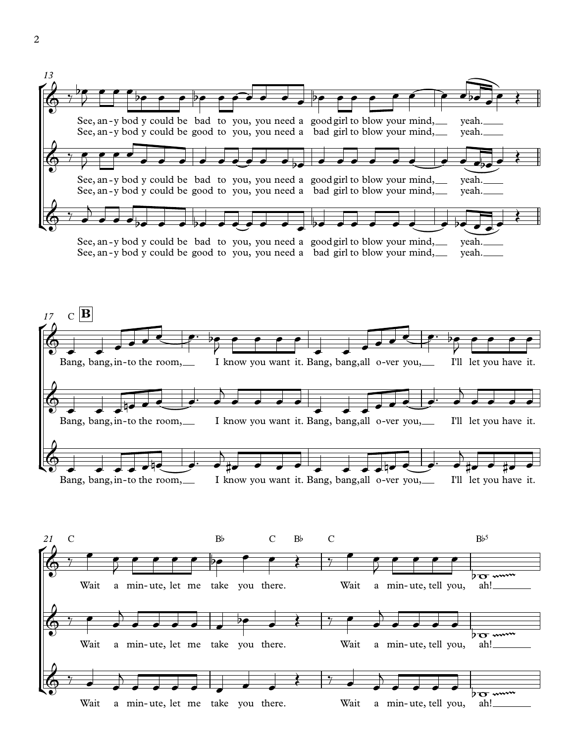13

See, an-y bod y could be bad to you, you need a good girl to blow your mind, yeah.
See, an-y bod y could be good to you, you need a bad girl to blow your mind, yeah.

See, an-y bod y could be bad to you, you need a good girl to blow your mind, yeah.
See, an-y bod y could be good to you, you need a bad girl to blow your mind, yeah.

See, an-y bod y could be bad to you, you need a good girl to blow your mind, yeah.
See, an-y bod y could be good to you, you need a bad girl to blow your mind, yeah.

17 C **B**

Bang, bang, in-to the room, I know you want it. Bang, bang, all o-ver you, I'll let you have it.

Bang, bang, in-to the room, I know you want it. Bang, bang, all o-ver you, I'll let you have it.

Bang, bang, in-to the room, I know you want it. Bang, bang, all o-ver you, I'll let you have it.

21 C B♭ C B♭ C B♭5

Wait a min-ute, let me take you there. Wait a min-ute, tell you, ah!

Wait a min-ute, let me take you there. Wait a min-ute, tell you, ah!

Wait a min-ute, let me take you there. Wait a min-ute, tell you, ah!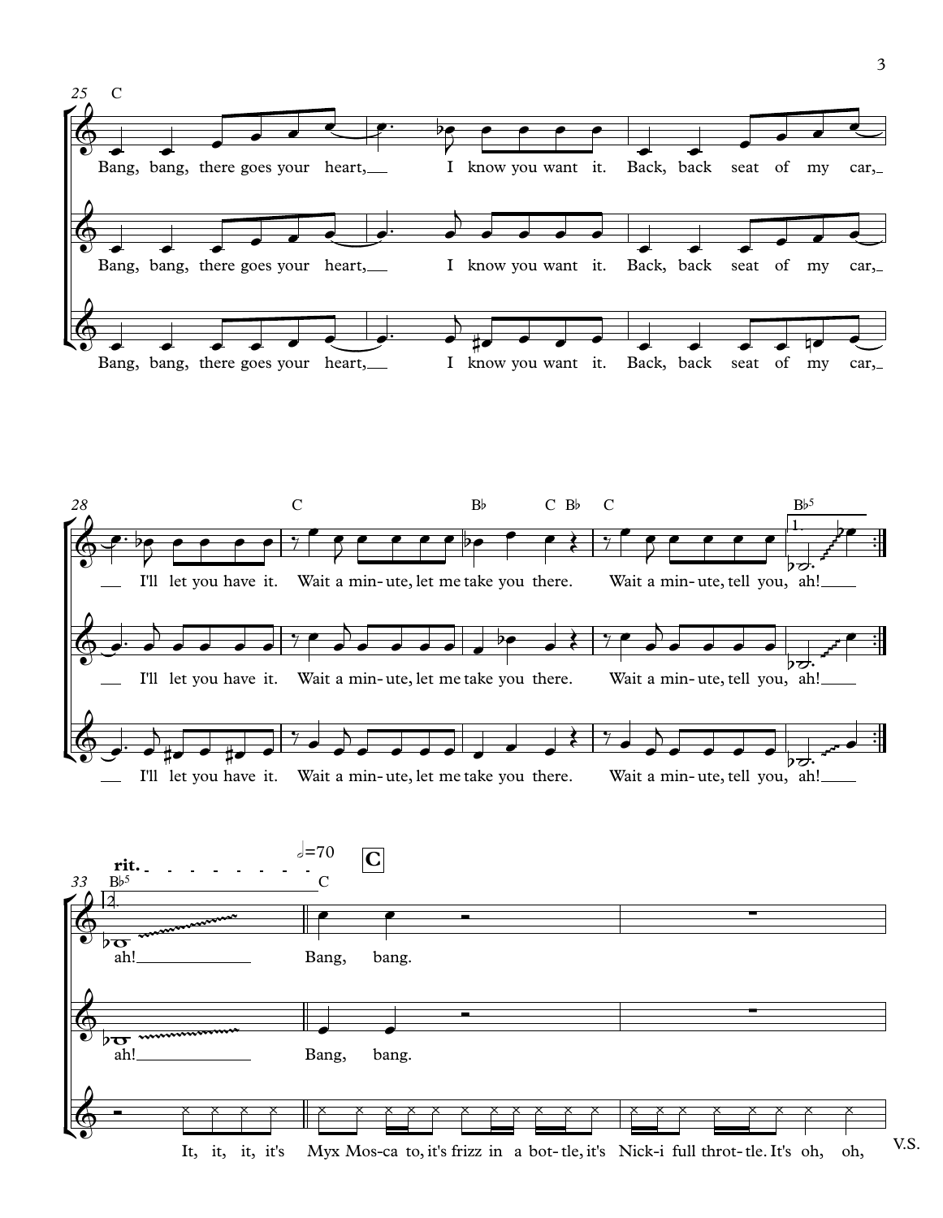25

C

Bang, bang, there goes your heart, I know you want it. Back, back seat of my car,

Bang, bang, there goes your heart, I know you want it. Back, back seat of my car,

Bang, bang, there goes your heart, I know you want it. Back, back seat of my car,

28

C B♭ C B♭ C B♭5

I'll let you have it. Wait a min- ute, let me take you there. Wait a min- ute, tell you, ah!

I'll let you have it. Wait a min- ute, let me take you there. Wait a min- ute, tell you, ah!

I'll let you have it. Wait a min- ute, let me take you there. Wait a min- ute, tell you, ah!

33

rit. 𝅗𝅥=70 **C**

B♭5 C

ah! Bang, bang.

ah! Bang, bang.

It, it, it, it's Myx Mos-ca to, it's frizz in a bot-tle, it's Nick-i full throt-tle. It's oh, oh,

V.S.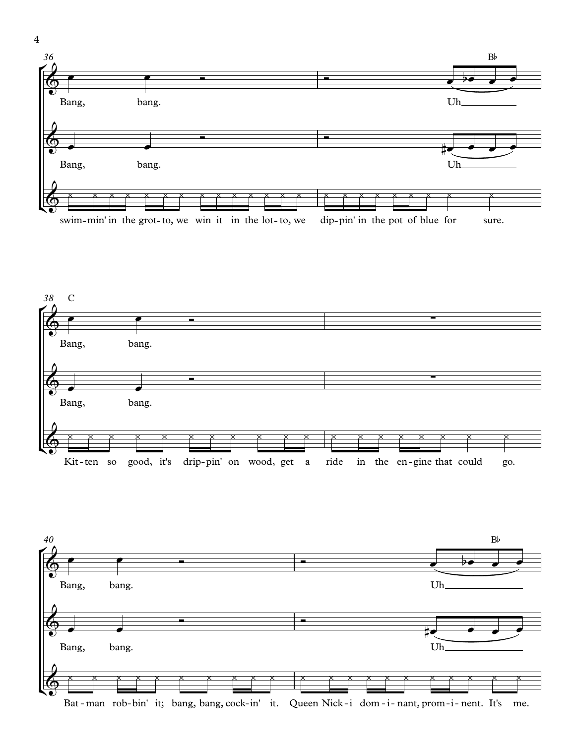36

Bang, bang. Uh

B♭

Bang, bang. Uh

swim-min' in the grot-to, we win it in the lot-to, we dip-pin' in the pot of blue for sure.

38 C

Bang, bang.

Bang, bang.

Kit-ten so good, it's drip-pin' on wood, get a ride in the en-gine that could go.

40

Bang, bang. Uh

B♭

Bang, bang. Uh

Bat-man rob-bin' it; bang, bang, cock-in' it. Queen Nick-i dom-i-nant, prom-i-nent. It's me.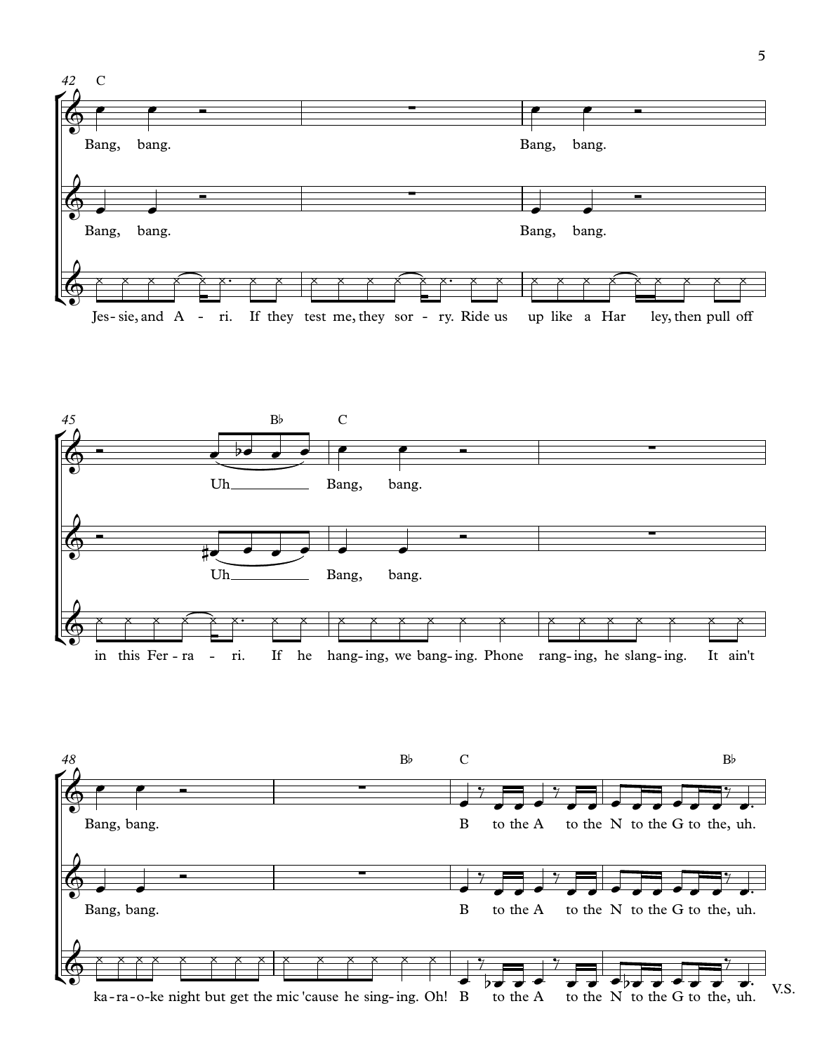42 C

Bang, bang. Bang, bang.

Bang, bang. Bang, bang.

Jes- sie, and A - ri. If they test me, they sor - ry. Ride us up like a Har ley, then pull off

45 B♭ C

Uh Bang, bang.

Uh Bang, bang.

in this Fer - ra - ri. If he hang- ing, we bang- ing. Phone rang- ing, he slang- ing. It ain't

48 B♭ C B♭

Bang, bang. B to the A to the N to the G to the, uh.

Bang, bang. B to the A to the N to the G to the, uh.

ka - ra - o - ke night but get the mic 'cause he sing- ing. Oh! B to the A to the N to the G to the, uh.

V.S.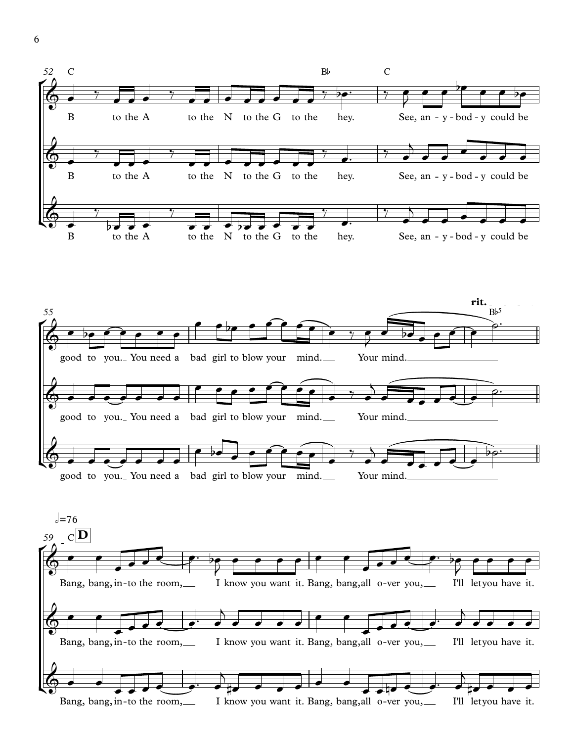52

C | B♭ | C

B to the A to the N to the G to the hey. See, an - y - bod - y could be

B to the A to the N to the G to the hey. See, an - y - bod - y could be

B to the A to the N to the G to the hey. See, an - y - bod - y could be

55

**rit.**

B♭5

good to you. You need a bad girl to blow your mind. Your mind.

good to you. You need a bad girl to blow your mind. Your mind.

good to you. You need a bad girl to blow your mind. Your mind.

𝅗𝅥=76

59

C **D**

Bang, bang, in-to the room, I know you want it. Bang, bang, all o-ver you, I'll let you have it.

Bang, bang, in-to the room, I know you want it. Bang, bang, all o-ver you, I'll let you have it.

Bang, bang, in-to the room, I know you want it. Bang, bang, all o-ver you, I'll let you have it.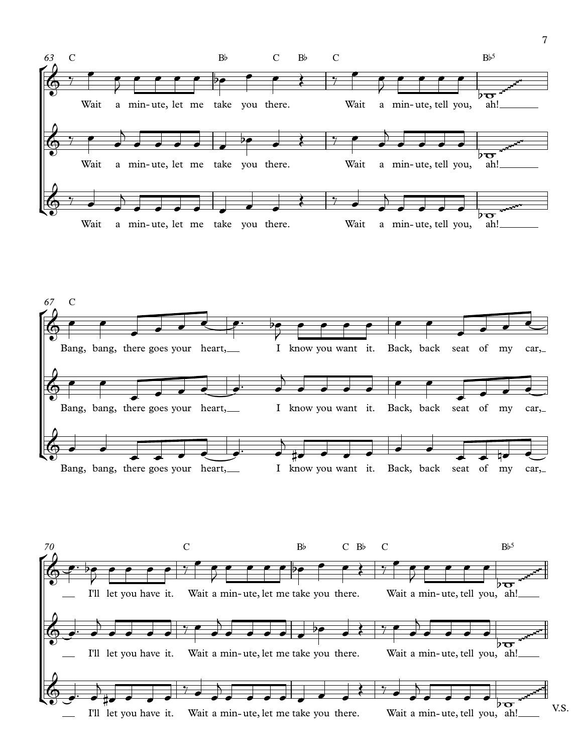63 C — B♭ — C — B♭ — C — B♭5

Wait a min-ute, let me take you there. Wait a min-ute, tell you, ah!

Wait a min-ute, let me take you there. Wait a min-ute, tell you, ah!

Wait a min-ute, let me take you there. Wait a min-ute, tell you, ah!

67 C

Bang, bang, there goes your heart, I know you want it. Back, back seat of my car,

Bang, bang, there goes your heart, I know you want it. Back, back seat of my car,

Bang, bang, there goes your heart, I know you want it. Back, back seat of my car,

70 — C — B♭ — C — B♭ — C — B♭5

I'll let you have it. Wait a min-ute, let me take you there. Wait a min-ute, tell you, ah!

I'll let you have it. Wait a min-ute, let me take you there. Wait a min-ute, tell you, ah!

I'll let you have it. Wait a min-ute, let me take you there. Wait a min-ute, tell you, ah!

V.S.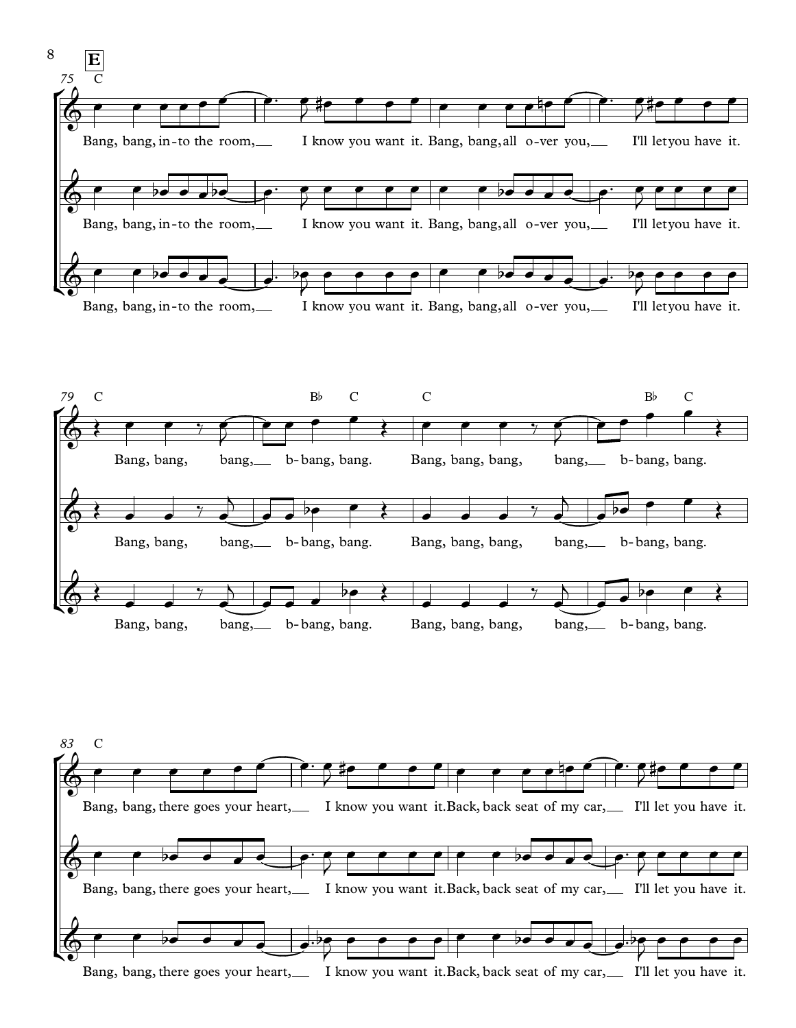**E**

75

C

Bang, bang, in-to the room, I know you want it. Bang, bang, all o-ver you, I'll let you have it.

Bang, bang, in-to the room, I know you want it. Bang, bang, all o-ver you, I'll let you have it.

Bang, bang, in-to the room, I know you want it. Bang, bang, all o-ver you, I'll let you have it.

79

C B♭ C C B♭ C

Bang, bang, bang, b-bang, bang. Bang, bang, bang, bang, b-bang, bang.

Bang, bang, bang, b-bang, bang. Bang, bang, bang, bang, b-bang, bang.

Bang, bang, bang, b-bang, bang. Bang, bang, bang, bang, b-bang, bang.

83

C

Bang, bang, there goes your heart, I know you want it. Back, back seat of my car, I'll let you have it.

Bang, bang, there goes your heart, I know you want it. Back, back seat of my car, I'll let you have it.

Bang, bang, there goes your heart, I know you want it. Back, back seat of my car, I'll let you have it.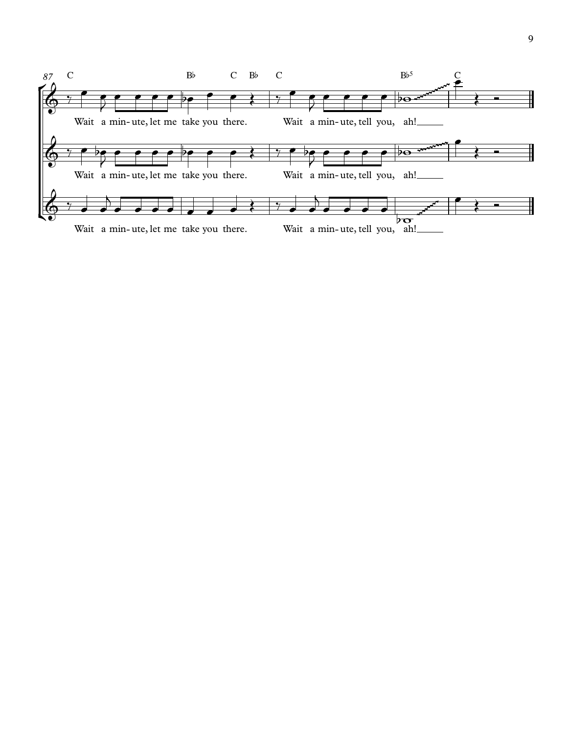87

C Bb C Bb C Bb5 C

Wait a min- ute, let me take you there. Wait a min- ute, tell you, ah!

Wait a min- ute, let me take you there. Wait a min- ute, tell you, ah!

Wait a min- ute, let me take you there. Wait a min- ute, tell you, ah!